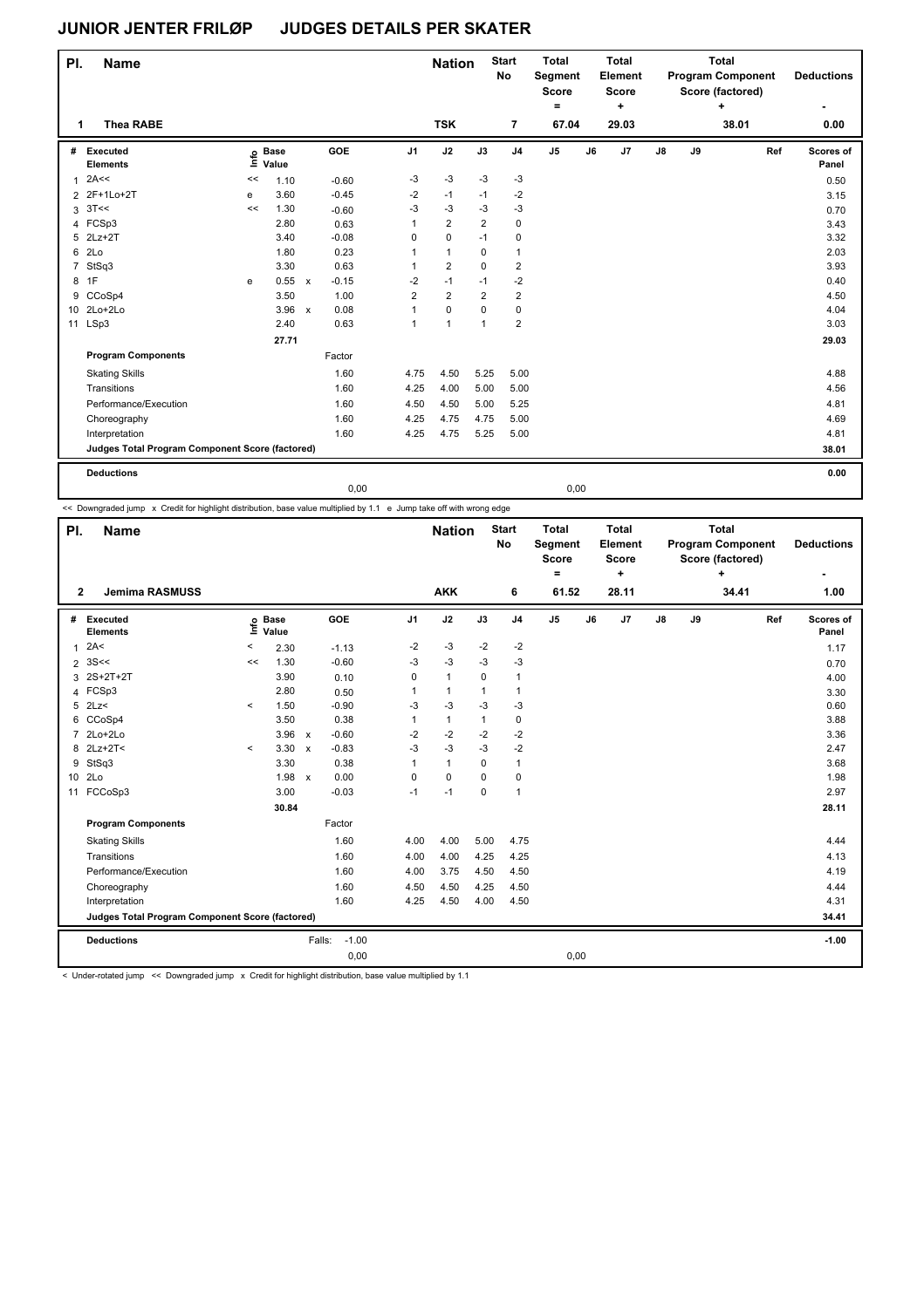# JUNIOR JENTER FRILØP JUDGES DETAILS PER SKATER

| Pl. | Name | Nation | Start No | Total Segment Score = | Total Element Score + | Total Program Component Score (factored) + | Deductions - |
|---|---|---|---|---|---|---|---|
| 1 | Thea RABE | TSK | 7 | 67.04 | 29.03 | 38.01 | 0.00 |

| # | Executed Elements | Info | Base Value | | GOE | J1 | J2 | J3 | J4 | J5 | J6 | J7 | J8 | J9 | Ref | Scores of Panel |
|---|---|---|---|---|---|---|---|---|---|---|---|---|---|---|---|---|
| 1 | 2A<< | << | 1.10 | | -0.60 | -3 | -3 | -3 | -3 | | | | | | | 0.50 |
| 2 | 2F+1Lo+2T | e | 3.60 | | -0.45 | -2 | -1 | -1 | -2 | | | | | | | 3.15 |
| 3 | 3T<< | << | 1.30 | | -0.60 | -3 | -3 | -3 | -3 | | | | | | | 0.70 |
| 4 | FCSp3 | | 2.80 | | 0.63 | 1 | 2 | 2 | 0 | | | | | | | 3.43 |
| 5 | 2Lz+2T | | 3.40 | | -0.08 | 0 | 0 | -1 | 0 | | | | | | | 3.32 |
| 6 | 2Lo | | 1.80 | | 0.23 | 1 | 1 | 0 | 1 | | | | | | | 2.03 |
| 7 | StSq3 | | 3.30 | | 0.63 | 1 | 2 | 0 | 2 | | | | | | | 3.93 |
| 8 | 1F | e | 0.55 | x | -0.15 | -2 | -1 | -1 | -2 | | | | | | | 0.40 |
| 9 | CCoSp4 | | 3.50 | | 1.00 | 2 | 2 | 2 | 2 | | | | | | | 4.50 |
| 10 | 2Lo+2Lo | | 3.96 | x | 0.08 | 1 | 0 | 0 | 0 | | | | | | | 4.04 |
| 11 | LSp3 | | 2.40 | | 0.63 | 1 | 1 | 1 | 2 | | | | | | | 3.03 |
| | | | 27.71 | | | | | | | | | | | | | 29.03 |
| | **Program Components** | | | | Factor | | | | | | | | | | | |
| | Skating Skills | | | | 1.60 | 4.75 | 4.50 | 5.25 | 5.00 | | | | | | | 4.88 |
| | Transitions | | | | 1.60 | 4.25 | 4.00 | 5.00 | 5.00 | | | | | | | 4.56 |
| | Performance/Execution | | | | 1.60 | 4.50 | 4.50 | 5.00 | 5.25 | | | | | | | 4.81 |
| | Choreography | | | | 1.60 | 4.25 | 4.75 | 4.75 | 5.00 | | | | | | | 4.69 |
| | Interpretation | | | | 1.60 | 4.25 | 4.75 | 5.25 | 5.00 | | | | | | | 4.81 |
| | **Judges Total Program Component Score (factored)** | | | | | | | | | | | | | | | 38.01 |
| | **Deductions** | | | | | | | | | | | | | | | 0.00 |
| | | | | | 0,00 | | | | | 0,00 | | | | | | |

<< Downgraded jump x Credit for highlight distribution, base value multiplied by 1.1 e Jump take off with wrong edge

| Pl. | Name | Nation | Start No | Total Segment Score = | Total Element Score + | Total Program Component Score (factored) + | Deductions - |
|---|---|---|---|---|---|---|---|
| 2 | Jemima RASMUSS | AKK | 6 | 61.52 | 28.11 | 34.41 | 1.00 |

| # | Executed Elements | Info | Base Value | | GOE | J1 | J2 | J3 | J4 | J5 | J6 | J7 | J8 | J9 | Ref | Scores of Panel |
|---|---|---|---|---|---|---|---|---|---|---|---|---|---|---|---|---|
| 1 | 2A< | < | 2.30 | | -1.13 | -2 | -3 | -2 | -2 | | | | | | | 1.17 |
| 2 | 3S<< | << | 1.30 | | -0.60 | -3 | -3 | -3 | -3 | | | | | | | 0.70 |
| 3 | 2S+2T+2T | | 3.90 | | 0.10 | 0 | 1 | 0 | 1 | | | | | | | 4.00 |
| 4 | FCSp3 | | 2.80 | | 0.50 | 1 | 1 | 1 | 1 | | | | | | | 3.30 |
| 5 | 2Lz< | < | 1.50 | | -0.90 | -3 | -3 | -3 | -3 | | | | | | | 0.60 |
| 6 | CCoSp4 | | 3.50 | | 0.38 | 1 | 1 | 1 | 0 | | | | | | | 3.88 |
| 7 | 2Lo+2Lo | | 3.96 | x | -0.60 | -2 | -2 | -2 | -2 | | | | | | | 3.36 |
| 8 | 2Lz+2T< | < | 3.30 | x | -0.83 | -3 | -3 | -3 | -2 | | | | | | | 2.47 |
| 9 | StSq3 | | 3.30 | | 0.38 | 1 | 1 | 0 | 1 | | | | | | | 3.68 |
| 10 | 2Lo | | 1.98 | x | 0.00 | 0 | 0 | 0 | 0 | | | | | | | 1.98 |
| 11 | FCCoSp3 | | 3.00 | | -0.03 | -1 | -1 | 0 | 1 | | | | | | | 2.97 |
| | | | 30.84 | | | | | | | | | | | | | 28.11 |
| | **Program Components** | | | | Factor | | | | | | | | | | | |
| | Skating Skills | | | | 1.60 | 4.00 | 4.00 | 5.00 | 4.75 | | | | | | | 4.44 |
| | Transitions | | | | 1.60 | 4.00 | 4.00 | 4.25 | 4.25 | | | | | | | 4.13 |
| | Performance/Execution | | | | 1.60 | 4.00 | 3.75 | 4.50 | 4.50 | | | | | | | 4.19 |
| | Choreography | | | | 1.60 | 4.50 | 4.50 | 4.25 | 4.50 | | | | | | | 4.44 |
| | Interpretation | | | | 1.60 | 4.25 | 4.50 | 4.00 | 4.50 | | | | | | | 4.31 |
| | **Judges Total Program Component Score (factored)** | | | | | | | | | | | | | | | 34.41 |
| | **Deductions** | | | Falls: | -1.00 | | | | | | | | | | | -1.00 |
| | | | | | 0,00 | | | | | 0,00 | | | | | | |

< Under-rotated jump << Downgraded jump x Credit for highlight distribution, base value multiplied by 1.1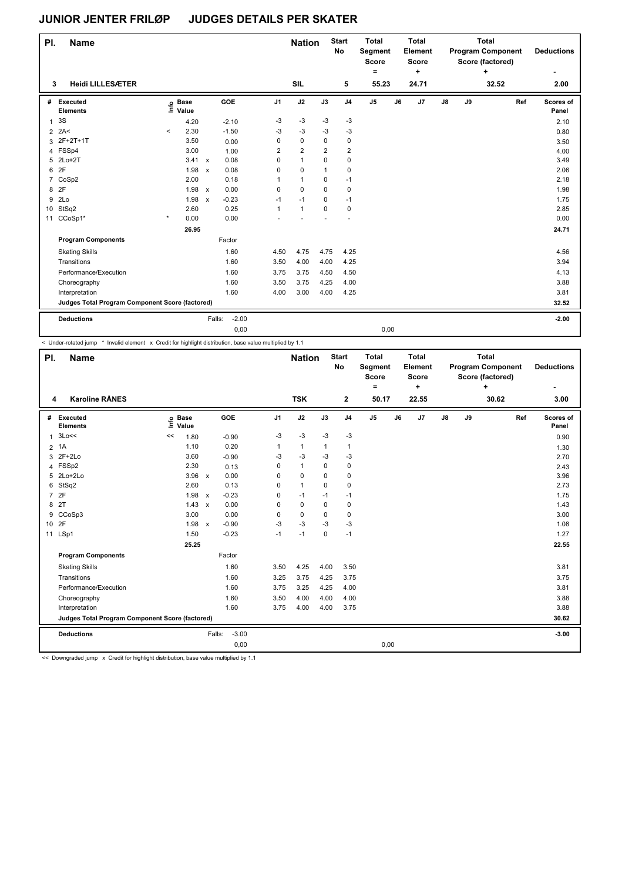# JUNIOR JENTER FRILØP JUDGES DETAILS PER SKATER

| Pl. | Name | Nation | Start No | Total Segment Score = | Total Element Score + | Total Program Component Score (factored) + | Deductions - |
|---|---|---|---|---|---|---|---|
| 3 | Heidi LILLESÆTER | SIL | 5 | 55.23 | 24.71 | 32.52 | 2.00 |

| # | Executed Elements | Info | Base Value | | GOE | J1 | J2 | J3 | J4 | J5 | J6 | J7 | J8 | J9 | Ref | Scores of Panel |
|---|---|---|---|---|---|---|---|---|---|---|---|---|---|---|---|---|
| 1 | 3S | | 4.20 | | -2.10 | -3 | -3 | -3 | -3 | | | | | | | 2.10 |
| 2 | 2A< | < | 2.30 | | -1.50 | -3 | -3 | -3 | -3 | | | | | | | 0.80 |
| 3 | 2F+2T+1T | | 3.50 | | 0.00 | 0 | 0 | 0 | 0 | | | | | | | 3.50 |
| 4 | FSSp4 | | 3.00 | | 1.00 | 2 | 2 | 2 | 2 | | | | | | | 4.00 |
| 5 | 2Lo+2T | | 3.41 | x | 0.08 | 0 | 1 | 0 | 0 | | | | | | | 3.49 |
| 6 | 2F | | 1.98 | x | 0.08 | 0 | 0 | 1 | 0 | | | | | | | 2.06 |
| 7 | CoSp2 | | 2.00 | | 0.18 | 1 | 1 | 0 | -1 | | | | | | | 2.18 |
| 8 | 2F | | 1.98 | x | 0.00 | 0 | 0 | 0 | 0 | | | | | | | 1.98 |
| 9 | 2Lo | | 1.98 | x | -0.23 | -1 | -1 | 0 | -1 | | | | | | | 1.75 |
| 10 | StSq2 | | 2.60 | | 0.25 | 1 | 1 | 0 | 0 | | | | | | | 2.85 |
| 11 | CCoSp1* | * | 0.00 | | 0.00 | - | - | - | - | | | | | | | 0.00 |
| | | | 26.95 | | | | | | | | | | | | | 24.71 |
| | **Program Components** | | | | Factor | | | | | | | | | | | |
| | Skating Skills | | | | 1.60 | 4.50 | 4.75 | 4.75 | 4.25 | | | | | | | 4.56 |
| | Transitions | | | | 1.60 | 3.50 | 4.00 | 4.00 | 4.25 | | | | | | | 3.94 |
| | Performance/Execution | | | | 1.60 | 3.75 | 3.75 | 4.50 | 4.50 | | | | | | | 4.13 |
| | Choreography | | | | 1.60 | 3.50 | 3.75 | 4.25 | 4.00 | | | | | | | 3.88 |
| | Interpretation | | | | 1.60 | 4.00 | 3.00 | 4.00 | 4.25 | | | | | | | 3.81 |
| | **Judges Total Program Component Score (factored)** | | | | | | | | | | | | | | | 32.52 |
| | **Deductions** | | | Falls: | -2.00 | | | | | | | | | | | -2.00 |
| | | | | | 0,00 | | | | | 0,00 | | | | | | |

< Under-rotated jump * Invalid element x Credit for highlight distribution, base value multiplied by 1.1

| Pl. | Name | Nation | Start No | Total Segment Score = | Total Element Score + | Total Program Component Score (factored) + | Deductions - |
|---|---|---|---|---|---|---|---|
| 4 | Karoline RÅNES | TSK | 2 | 50.17 | 22.55 | 30.62 | 3.00 |

| # | Executed Elements | Info | Base Value | | GOE | J1 | J2 | J3 | J4 | J5 | J6 | J7 | J8 | J9 | Ref | Scores of Panel |
|---|---|---|---|---|---|---|---|---|---|---|---|---|---|---|---|---|
| 1 | 3Lo<< | << | 1.80 | | -0.90 | -3 | -3 | -3 | -3 | | | | | | | 0.90 |
| 2 | 1A | | 1.10 | | 0.20 | 1 | 1 | 1 | 1 | | | | | | | 1.30 |
| 3 | 2F+2Lo | | 3.60 | | -0.90 | -3 | -3 | -3 | -3 | | | | | | | 2.70 |
| 4 | FSSp2 | | 2.30 | | 0.13 | 0 | 1 | 0 | 0 | | | | | | | 2.43 |
| 5 | 2Lo+2Lo | | 3.96 | x | 0.00 | 0 | 0 | 0 | 0 | | | | | | | 3.96 |
| 6 | StSq2 | | 2.60 | | 0.13 | 0 | 1 | 0 | 0 | | | | | | | 2.73 |
| 7 | 2F | | 1.98 | x | -0.23 | 0 | -1 | -1 | -1 | | | | | | | 1.75 |
| 8 | 2T | | 1.43 | x | 0.00 | 0 | 0 | 0 | 0 | | | | | | | 1.43 |
| 9 | CCoSp3 | | 3.00 | | 0.00 | 0 | 0 | 0 | 0 | | | | | | | 3.00 |
| 10 | 2F | | 1.98 | x | -0.90 | -3 | -3 | -3 | -3 | | | | | | | 1.08 |
| 11 | LSp1 | | 1.50 | | -0.23 | -1 | -1 | 0 | -1 | | | | | | | 1.27 |
| | | | 25.25 | | | | | | | | | | | | | 22.55 |
| | **Program Components** | | | | Factor | | | | | | | | | | | |
| | Skating Skills | | | | 1.60 | 3.50 | 4.25 | 4.00 | 3.50 | | | | | | | 3.81 |
| | Transitions | | | | 1.60 | 3.25 | 3.75 | 4.25 | 3.75 | | | | | | | 3.75 |
| | Performance/Execution | | | | 1.60 | 3.75 | 3.25 | 4.25 | 4.00 | | | | | | | 3.81 |
| | Choreography | | | | 1.60 | 3.50 | 4.00 | 4.00 | 4.00 | | | | | | | 3.88 |
| | Interpretation | | | | 1.60 | 3.75 | 4.00 | 4.00 | 3.75 | | | | | | | 3.88 |
| | **Judges Total Program Component Score (factored)** | | | | | | | | | | | | | | | 30.62 |
| | **Deductions** | | | Falls: | -3.00 | | | | | | | | | | | -3.00 |
| | | | | | 0,00 | | | | | 0,00 | | | | | | |

<< Downgraded jump x Credit for highlight distribution, base value multiplied by 1.1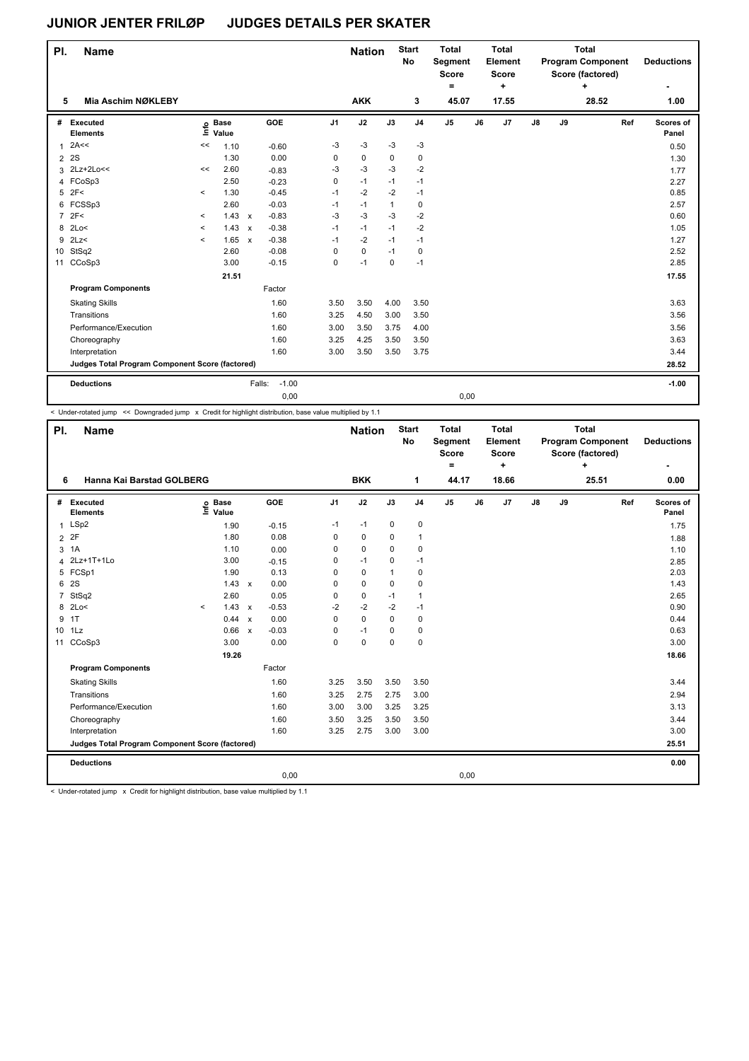# JUNIOR JENTER FRILØP JUDGES DETAILS PER SKATER

| Pl. | Name | Nation | Start No | Total Segment Score = | Total Element Score + | Total Program Component Score (factored) + | Deductions - |
|---|---|---|---|---|---|---|---|
| 5 | Mia Aschim NØKLEBY | AKK | 3 | 45.07 | 17.55 | 28.52 | 1.00 |

| # | Executed Elements | Info | Base Value | | GOE | J1 | J2 | J3 | J4 | J5 | J6 | J7 | J8 | J9 | Ref | Scores of Panel |
|---|---|---|---|---|---|---|---|---|---|---|---|---|---|---|---|---|
| 1 | 2A<< | << | 1.10 | | -0.60 | -3 | -3 | -3 | -3 | | | | | | | 0.50 |
| 2 | 2S | | 1.30 | | 0.00 | 0 | 0 | 0 | 0 | | | | | | | 1.30 |
| 3 | 2Lz+2Lo<< | << | 2.60 | | -0.83 | -3 | -3 | -3 | -2 | | | | | | | 1.77 |
| 4 | FCoSp3 | | 2.50 | | -0.23 | 0 | -1 | -1 | -1 | | | | | | | 2.27 |
| 5 | 2F< | < | 1.30 | | -0.45 | -1 | -2 | -2 | -1 | | | | | | | 0.85 |
| 6 | FCSSp3 | | 2.60 | | -0.03 | -1 | -1 | 1 | 0 | | | | | | | 2.57 |
| 7 | 2F< | < | 1.43 | x | -0.83 | -3 | -3 | -3 | -2 | | | | | | | 0.60 |
| 8 | 2Lo< | < | 1.43 | x | -0.38 | -1 | -1 | -1 | -2 | | | | | | | 1.05 |
| 9 | 2Lz< | < | 1.65 | x | -0.38 | -1 | -2 | -1 | -1 | | | | | | | 1.27 |
| 10 | StSq2 | | 2.60 | | -0.08 | 0 | 0 | -1 | 0 | | | | | | | 2.52 |
| 11 | CCoSp3 | | 3.00 | | -0.15 | 0 | -1 | 0 | -1 | | | | | | | 2.85 |
| | | | 21.51 | | | | | | | | | | | | | 17.55 |
| | **Program Components** | | | | Factor | | | | | | | | | | | |
| | Skating Skills | | | | 1.60 | 3.50 | 3.50 | 4.00 | 3.50 | | | | | | | 3.63 |
| | Transitions | | | | 1.60 | 3.25 | 4.50 | 3.00 | 3.50 | | | | | | | 3.56 |
| | Performance/Execution | | | | 1.60 | 3.00 | 3.50 | 3.75 | 4.00 | | | | | | | 3.56 |
| | Choreography | | | | 1.60 | 3.25 | 4.25 | 3.50 | 3.50 | | | | | | | 3.63 |
| | Interpretation | | | | 1.60 | 3.00 | 3.50 | 3.50 | 3.75 | | | | | | | 3.44 |
| | **Judges Total Program Component Score (factored)** | | | | | | | | | | | | | | | 28.52 |
| | **Deductions** | | | Falls: | -1.00 | | | | | | | | | | | -1.00 |
| | | | | | 0,00 | | | | | 0,00 | | | | | | |

< Under-rotated jump << Downgraded jump x Credit for highlight distribution, base value multiplied by 1.1

| Pl. | Name | Nation | Start No | Total Segment Score = | Total Element Score + | Total Program Component Score (factored) + | Deductions - |
|---|---|---|---|---|---|---|---|
| 6 | Hanna Kai Barstad GOLBERG | BKK | 1 | 44.17 | 18.66 | 25.51 | 0.00 |

| # | Executed Elements | Info | Base Value | | GOE | J1 | J2 | J3 | J4 | J5 | J6 | J7 | J8 | J9 | Ref | Scores of Panel |
|---|---|---|---|---|---|---|---|---|---|---|---|---|---|---|---|---|
| 1 | LSp2 | | 1.90 | | -0.15 | -1 | -1 | 0 | 0 | | | | | | | 1.75 |
| 2 | 2F | | 1.80 | | 0.08 | 0 | 0 | 0 | 1 | | | | | | | 1.88 |
| 3 | 1A | | 1.10 | | 0.00 | 0 | 0 | 0 | 0 | | | | | | | 1.10 |
| 4 | 2Lz+1T+1Lo | | 3.00 | | -0.15 | 0 | -1 | 0 | -1 | | | | | | | 2.85 |
| 5 | FCSp1 | | 1.90 | | 0.13 | 0 | 0 | 1 | 0 | | | | | | | 2.03 |
| 6 | 2S | | 1.43 | x | 0.00 | 0 | 0 | 0 | 0 | | | | | | | 1.43 |
| 7 | StSq2 | | 2.60 | | 0.05 | 0 | 0 | -1 | 1 | | | | | | | 2.65 |
| 8 | 2Lo< | < | 1.43 | x | -0.53 | -2 | -2 | -2 | -1 | | | | | | | 0.90 |
| 9 | 1T | | 0.44 | x | 0.00 | 0 | 0 | 0 | 0 | | | | | | | 0.44 |
| 10 | 1Lz | | 0.66 | x | -0.03 | 0 | -1 | 0 | 0 | | | | | | | 0.63 |
| 11 | CCoSp3 | | 3.00 | | 0.00 | 0 | 0 | 0 | 0 | | | | | | | 3.00 |
| | | | 19.26 | | | | | | | | | | | | | 18.66 |
| | **Program Components** | | | | Factor | | | | | | | | | | | |
| | Skating Skills | | | | 1.60 | 3.25 | 3.50 | 3.50 | 3.50 | | | | | | | 3.44 |
| | Transitions | | | | 1.60 | 3.25 | 2.75 | 2.75 | 3.00 | | | | | | | 2.94 |
| | Performance/Execution | | | | 1.60 | 3.00 | 3.00 | 3.25 | 3.25 | | | | | | | 3.13 |
| | Choreography | | | | 1.60 | 3.50 | 3.25 | 3.50 | 3.50 | | | | | | | 3.44 |
| | Interpretation | | | | 1.60 | 3.25 | 2.75 | 3.00 | 3.00 | | | | | | | 3.00 |
| | **Judges Total Program Component Score (factored)** | | | | | | | | | | | | | | | 25.51 |
| | **Deductions** | | | | | | | | | | | | | | | 0.00 |
| | | | | | 0,00 | | | | | 0,00 | | | | | | |

< Under-rotated jump x Credit for highlight distribution, base value multiplied by 1.1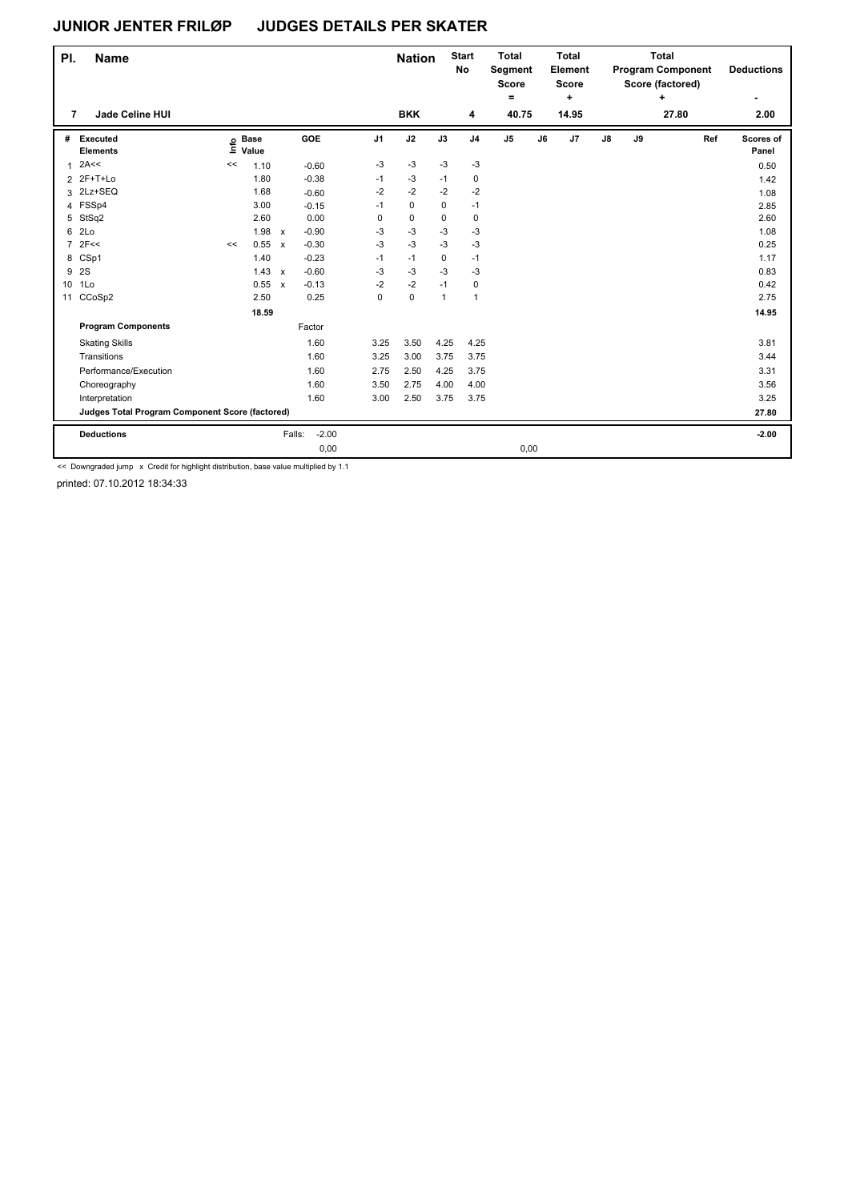# JUNIOR JENTER FRILØP JUDGES DETAILS PER SKATER

| Pl. | Name | Nation | Start No | Total Segment Score = | Total Element Score + | Total Program Component Score (factored) + | Deductions - |
|---|---|---|---|---|---|---|---|
| 7 | Jade Celine HUI | BKK | 4 | 40.75 | 14.95 | 27.80 | 2.00 |

| # | Executed Elements | Info | Base Value | | GOE | J1 | J2 | J3 | J4 | J5 | J6 | J7 | J8 | J9 | Ref | Scores of Panel |
|---|---|---|---|---|---|---|---|---|---|---|---|---|---|---|---|---|
| 1 | 2A<< | << | 1.10 | | -0.60 | -3 | -3 | -3 | -3 | | | | | | | 0.50 |
| 2 | 2F+T+Lo | | 1.80 | | -0.38 | -1 | -3 | -1 | 0 | | | | | | | 1.42 |
| 3 | 2Lz+SEQ | | 1.68 | | -0.60 | -2 | -2 | -2 | -2 | | | | | | | 1.08 |
| 4 | FSSp4 | | 3.00 | | -0.15 | -1 | 0 | 0 | -1 | | | | | | | 2.85 |
| 5 | StSq2 | | 2.60 | | 0.00 | 0 | 0 | 0 | 0 | | | | | | | 2.60 |
| 6 | 2Lo | | 1.98 | x | -0.90 | -3 | -3 | -3 | -3 | | | | | | | 1.08 |
| 7 | 2F<< | << | 0.55 | x | -0.30 | -3 | -3 | -3 | -3 | | | | | | | 0.25 |
| 8 | CSp1 | | 1.40 | | -0.23 | -1 | -1 | 0 | -1 | | | | | | | 1.17 |
| 9 | 2S | | 1.43 | x | -0.60 | -3 | -3 | -3 | -3 | | | | | | | 0.83 |
| 10 | 1Lo | | 0.55 | x | -0.13 | -2 | -2 | -1 | 0 | | | | | | | 0.42 |
| 11 | CCoSp2 | | 2.50 | | 0.25 | 0 | 0 | 1 | 1 | | | | | | | 2.75 |
| | | | 18.59 | | | | | | | | | | | | | 14.95 |
| | **Program Components** | | | | Factor | | | | | | | | | | | |
| | Skating Skills | | | | 1.60 | 3.25 | 3.50 | 4.25 | 4.25 | | | | | | | 3.81 |
| | Transitions | | | | 1.60 | 3.25 | 3.00 | 3.75 | 3.75 | | | | | | | 3.44 |
| | Performance/Execution | | | | 1.60 | 2.75 | 2.50 | 4.25 | 3.75 | | | | | | | 3.31 |
| | Choreography | | | | 1.60 | 3.50 | 2.75 | 4.00 | 4.00 | | | | | | | 3.56 |
| | Interpretation | | | | 1.60 | 3.00 | 2.50 | 3.75 | 3.75 | | | | | | | 3.25 |
| | **Judges Total Program Component Score (factored)** | | | | | | | | | | | | | | | 27.80 |
| | **Deductions** | | | Falls: | -2.00 | | | | | | | | | | | -2.00 |
| | | | | | 0,00 | | | | | 0,00 | | | | | | |

<< Downgraded jump x Credit for highlight distribution, base value multiplied by 1.1

printed: 07.10.2012 18:34:33